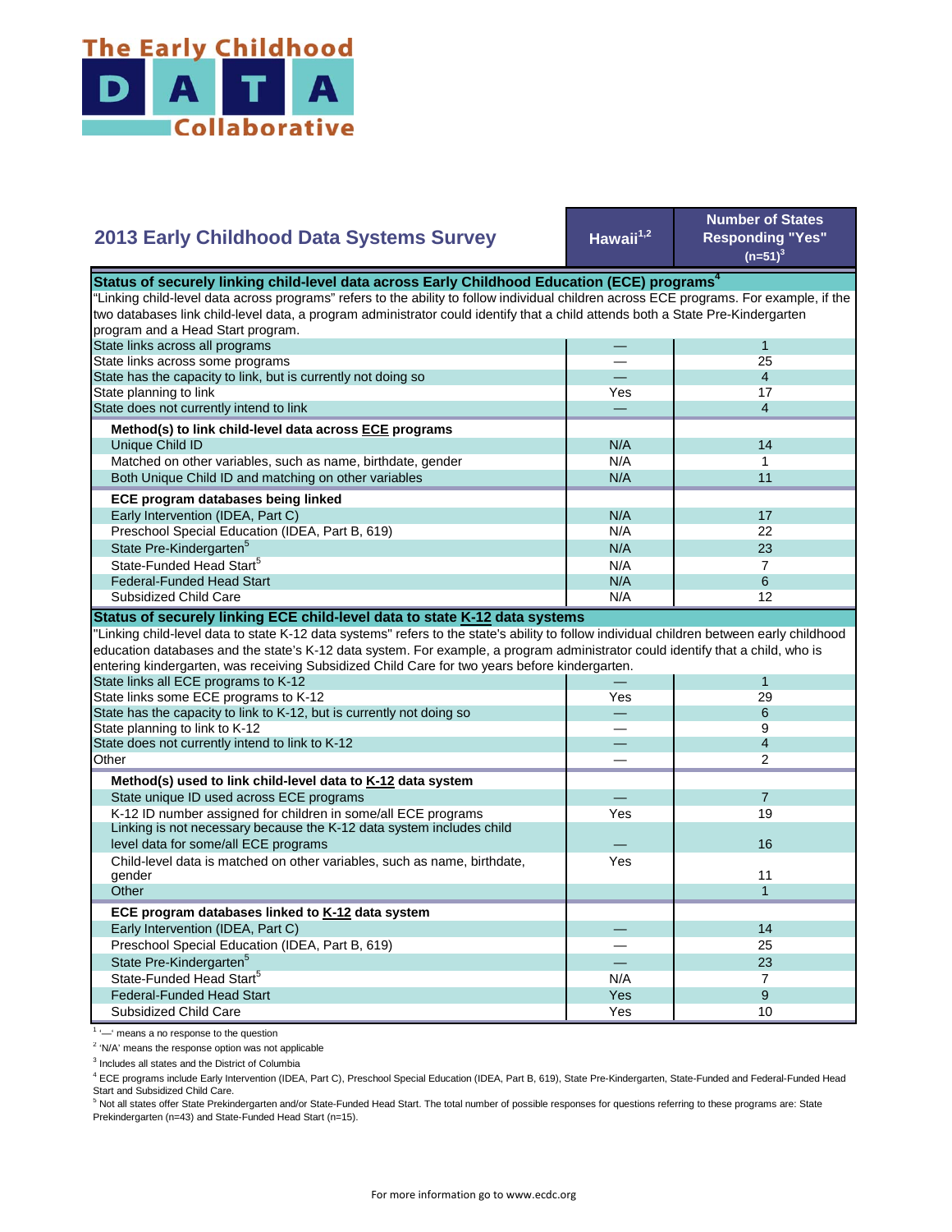The Early Childhood DATA Collaborative

## 2013 Early Childhood Data Systems Survey

| | Hawaii[1,2] | Number of States Responding "Yes" (n=51)[3] |
|---|---|---|
| **Status of securely linking child-level data across Early Childhood Education (ECE) programs[4]** | | |
| "Linking child-level data across programs" refers to the ability to follow individual children across ECE programs. For example, if the two databases link child-level data, a program administrator could identify that a child attends both a State Pre-Kindergarten program and a Head Start program. | | |
| State links across all programs | — | 1 |
| State links across some programs | — | 25 |
| State has the capacity to link, but is currently not doing so | — | 4 |
| State planning to link | Yes | 17 |
| State does not currently intend to link | — | 4 |
| **Method(s) to link child-level data across ECE programs** | | |
| Unique Child ID | N/A | 14 |
| Matched on other variables, such as name, birthdate, gender | N/A | 1 |
| Both Unique Child ID and matching on other variables | N/A | 11 |
| **ECE program databases being linked** | | |
| Early Intervention (IDEA, Part C) | N/A | 17 |
| Preschool Special Education (IDEA, Part B, 619) | N/A | 22 |
| State Pre-Kindergarten[5] | N/A | 23 |
| State-Funded Head Start[5] | N/A | 7 |
| Federal-Funded Head Start | N/A | 6 |
| Subsidized Child Care | N/A | 12 |
| **Status of securely linking ECE child-level data to state K-12 data systems** | | |
| "Linking child-level data to state K-12 data systems" refers to the state's ability to follow individual children between early childhood education databases and the state's K-12 data system. For example, a program administrator could identify that a child, who is entering kindergarten, was receiving Subsidized Child Care for two years before kindergarten. | | |
| State links all ECE programs to K-12 | — | 1 |
| State links some ECE programs to K-12 | Yes | 29 |
| State has the capacity to link to K-12, but is currently not doing so | — | 6 |
| State planning to link to K-12 | — | 9 |
| State does not currently intend to link to K-12 | — | 4 |
| Other | — | 2 |
| **Method(s) used to link child-level data to K-12 data system** | | |
| State unique ID used across ECE programs | — | 7 |
| K-12 ID number assigned for children in some/all ECE programs | Yes | 19 |
| Linking is not necessary because the K-12 data system includes child level data for some/all ECE programs | — | 16 |
| Child-level data is matched on other variables, such as name, birthdate, gender | Yes | 11 |
| Other | | 1 |
| **ECE program databases linked to K-12 data system** | | |
| Early Intervention (IDEA, Part C) | — | 14 |
| Preschool Special Education (IDEA, Part B, 619) | — | 25 |
| State Pre-Kindergarten[5] | — | 23 |
| State-Funded Head Start[5] | N/A | 7 |
| Federal-Funded Head Start | Yes | 9 |
| Subsidized Child Care | Yes | 10 |

[1] '—' means a no response to the question

[2] 'N/A' means the response option was not applicable

[3] Includes all states and the District of Columbia

[4] ECE programs include Early Intervention (IDEA, Part C), Preschool Special Education (IDEA, Part B, 619), State Pre-Kindergarten, State-Funded and Federal-Funded Head Start and Subsidized Child Care.

[5] Not all states offer State Prekindergarten and/or State-Funded Head Start. The total number of possible responses for questions referring to these programs are: State Prekindergarten (n=43) and State-Funded Head Start (n=15).

For more information go to www.ecdc.org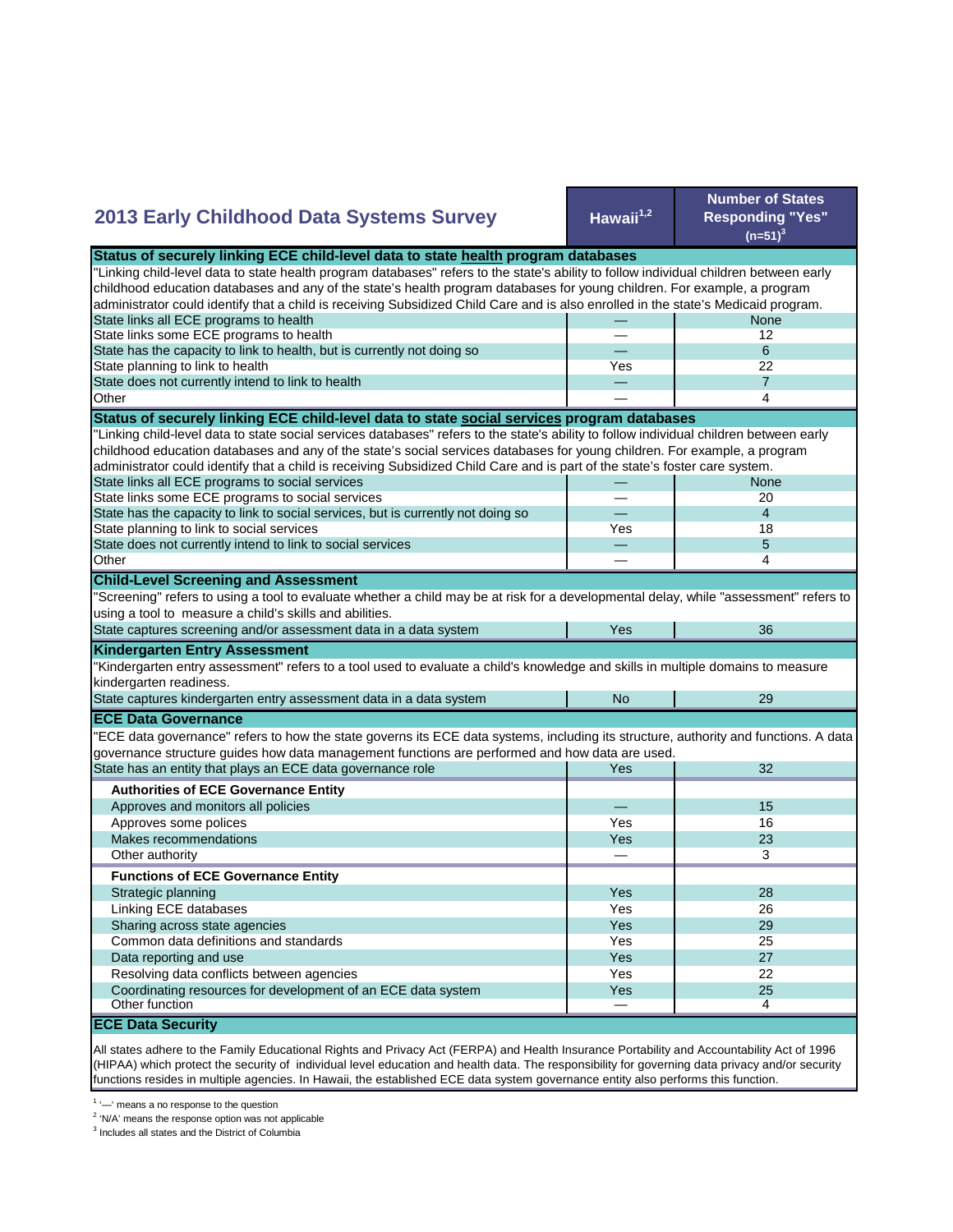| 2013 Early Childhood Data Systems Survey | Hawaii[1,2] | Number of States Responding "Yes" (n=51)[3] |
|---|---|---|
| **Status of securely linking ECE child-level data to state health program databases** | | |
| "Linking child-level data to state health program databases" refers to the state's ability to follow individual children between early childhood education databases and any of the state's health program databases for young children. For example, a program administrator could identify that a child is receiving Subsidized Child Care and is also enrolled in the state's Medicaid program. | | |
| State links all ECE programs to health | — | None |
| State links some ECE programs to health | — | 12 |
| State has the capacity to link to health, but is currently not doing so | — | 6 |
| State planning to link to health | Yes | 22 |
| State does not currently intend to link to health | — | 7 |
| Other | — | 4 |
| **Status of securely linking ECE child-level data to state social services program databases** | | |
| "Linking child-level data to state social services databases" refers to the state's ability to follow individual children between early childhood education databases and any of the state's social services databases for young children. For example, a program administrator could identify that a child is receiving Subsidized Child Care and is part of the state's foster care system. | | |
| State links all ECE programs to social services | — | None |
| State links some ECE programs to social services | — | 20 |
| State has the capacity to link to social services, but is currently not doing so | — | 4 |
| State planning to link to social services | Yes | 18 |
| State does not currently intend to link to social services | — | 5 |
| Other | — | 4 |
| **Child-Level Screening and Assessment** | | |
| "Screening" refers to using a tool to evaluate whether a child may be at risk for a developmental delay, while "assessment" refers to using a tool to measure a child's skills and abilities. | | |
| State captures screening and/or assessment data in a data system | Yes | 36 |
| **Kindergarten Entry Assessment** | | |
| "Kindergarten entry assessment" refers to a tool used to evaluate a child's knowledge and skills in multiple domains to measure kindergarten readiness. | | |
| State captures kindergarten entry assessment data in a data system | No | 29 |
| **ECE Data Governance** | | |
| "ECE data governance" refers to how the state governs its ECE data systems, including its structure, authority and functions. A data governance structure guides how data management functions are performed and how data are used. | | |
| State has an entity that plays an ECE data governance role | Yes | 32 |
| **Authorities of ECE Governance Entity** | | |
| Approves and monitors all policies | — | 15 |
| Approves some polices | Yes | 16 |
| Makes recommendations | Yes | 23 |
| Other authority | — | 3 |
| **Functions of ECE Governance Entity** | | |
| Strategic planning | Yes | 28 |
| Linking ECE databases | Yes | 26 |
| Sharing across state agencies | Yes | 29 |
| Common data definitions and standards | Yes | 25 |
| Data reporting and use | Yes | 27 |
| Resolving data conflicts between agencies | Yes | 22 |
| Coordinating resources for development of an ECE data system | Yes | 25 |
| Other function | — | 4 |
| **ECE Data Security** | | |
| All states adhere to the Family Educational Rights and Privacy Act (FERPA) and Health Insurance Portability and Accountability Act of 1996 (HIPAA) which protect the security of individual level education and health data. The responsibility for governing data privacy and/or security functions resides in multiple agencies. In Hawaii, the established ECE data system governance entity also performs this function. | | |

[1] '—' means a no response to the question

[2] 'N/A' means the response option was not applicable

[3] Includes all states and the District of Columbia